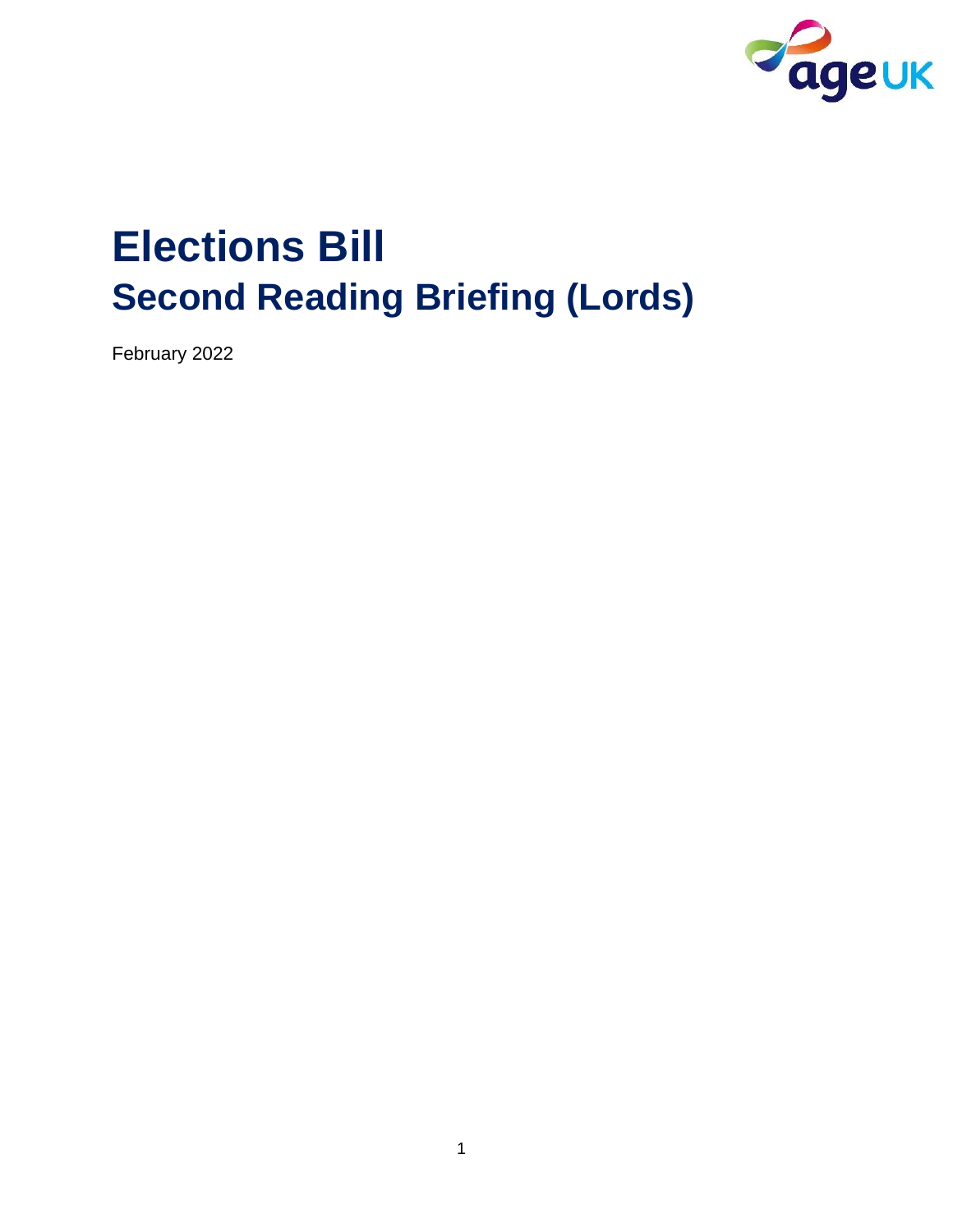# Elections Bill

## Second Reading Briefing (Lords)

February 2022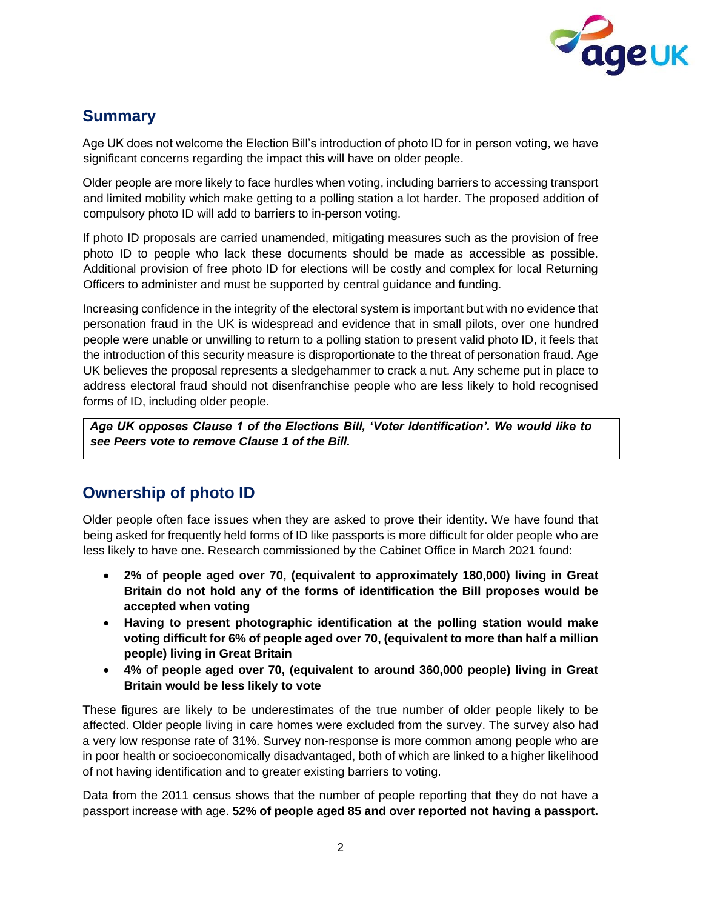## Summary

Age UK does not welcome the Election Bill's introduction of photo ID for in person voting, we have significant concerns regarding the impact this will have on older people.

Older people are more likely to face hurdles when voting, including barriers to accessing transport and limited mobility which make getting to a polling station a lot harder. The proposed addition of compulsory photo ID will add to barriers to in-person voting.

If photo ID proposals are carried unamended, mitigating measures such as the provision of free photo ID to people who lack these documents should be made as accessible as possible. Additional provision of free photo ID for elections will be costly and complex for local Returning Officers to administer and must be supported by central guidance and funding.

Increasing confidence in the integrity of the electoral system is important but with no evidence that personation fraud in the UK is widespread and evidence that in small pilots, over one hundred people were unable or unwilling to return to a polling station to present valid photo ID, it feels that the introduction of this security measure is disproportionate to the threat of personation fraud. Age UK believes the proposal represents a sledgehammer to crack a nut. Any scheme put in place to address electoral fraud should not disenfranchise people who are less likely to hold recognised forms of ID, including older people.

***Age UK opposes Clause 1 of the Elections Bill, 'Voter Identification'. We would like to see Peers vote to remove Clause 1 of the Bill.***

## Ownership of photo ID

Older people often face issues when they are asked to prove their identity. We have found that being asked for frequently held forms of ID like passports is more difficult for older people who are less likely to have one. Research commissioned by the Cabinet Office in March 2021 found:

- **2% of people aged over 70, (equivalent to approximately 180,000) living in Great Britain do not hold any of the forms of identification the Bill proposes would be accepted when voting**
- **Having to present photographic identification at the polling station would make voting difficult for 6% of people aged over 70, (equivalent to more than half a million people) living in Great Britain**
- **4% of people aged over 70, (equivalent to around 360,000 people) living in Great Britain would be less likely to vote**

These figures are likely to be underestimates of the true number of older people likely to be affected. Older people living in care homes were excluded from the survey. The survey also had a very low response rate of 31%. Survey non-response is more common among people who are in poor health or socioeconomically disadvantaged, both of which are linked to a higher likelihood of not having identification and to greater existing barriers to voting.

Data from the 2011 census shows that the number of people reporting that they do not have a passport increase with age. **52% of people aged 85 and over reported not having a passport.**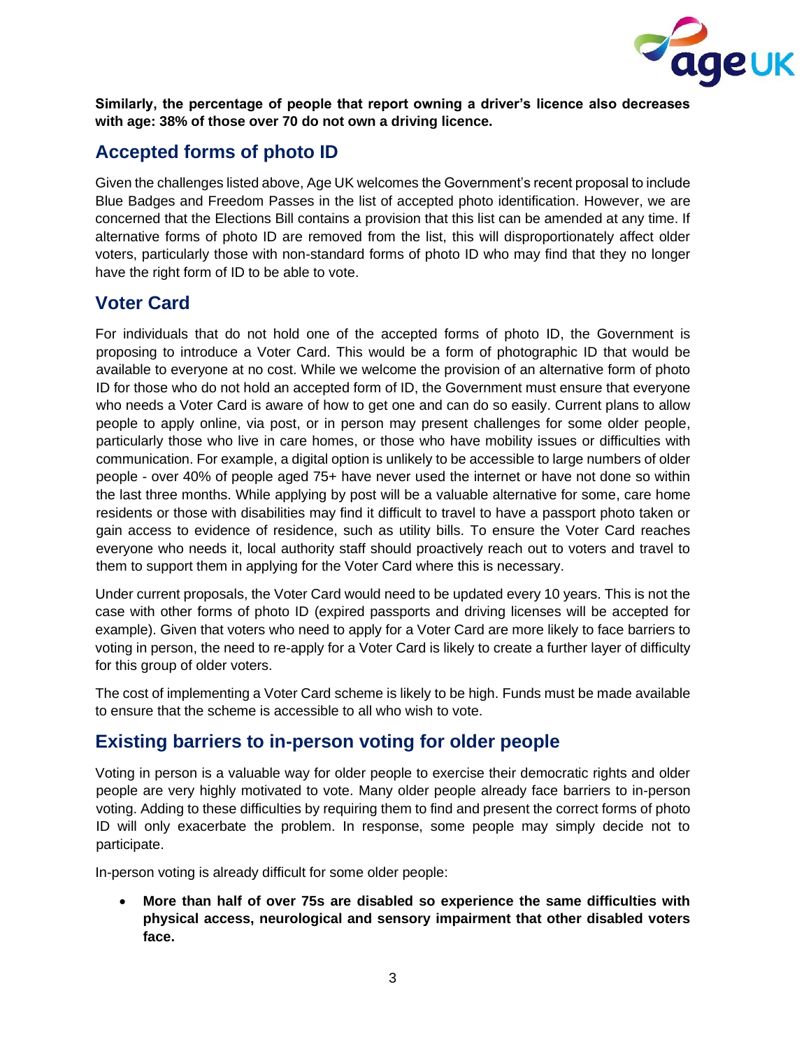**Similarly, the percentage of people that report owning a driver's licence also decreases with age: 38% of those over 70 do not own a driving licence.**

## Accepted forms of photo ID

Given the challenges listed above, Age UK welcomes the Government's recent proposal to include Blue Badges and Freedom Passes in the list of accepted photo identification. However, we are concerned that the Elections Bill contains a provision that this list can be amended at any time. If alternative forms of photo ID are removed from the list, this will disproportionately affect older voters, particularly those with non-standard forms of photo ID who may find that they no longer have the right form of ID to be able to vote.

## Voter Card

For individuals that do not hold one of the accepted forms of photo ID, the Government is proposing to introduce a Voter Card. This would be a form of photographic ID that would be available to everyone at no cost. While we welcome the provision of an alternative form of photo ID for those who do not hold an accepted form of ID, the Government must ensure that everyone who needs a Voter Card is aware of how to get one and can do so easily. Current plans to allow people to apply online, via post, or in person may present challenges for some older people, particularly those who live in care homes, or those who have mobility issues or difficulties with communication. For example, a digital option is unlikely to be accessible to large numbers of older people - over 40% of people aged 75+ have never used the internet or have not done so within the last three months. While applying by post will be a valuable alternative for some, care home residents or those with disabilities may find it difficult to travel to have a passport photo taken or gain access to evidence of residence, such as utility bills. To ensure the Voter Card reaches everyone who needs it, local authority staff should proactively reach out to voters and travel to them to support them in applying for the Voter Card where this is necessary.

Under current proposals, the Voter Card would need to be updated every 10 years. This is not the case with other forms of photo ID (expired passports and driving licenses will be accepted for example). Given that voters who need to apply for a Voter Card are more likely to face barriers to voting in person, the need to re-apply for a Voter Card is likely to create a further layer of difficulty for this group of older voters.

The cost of implementing a Voter Card scheme is likely to be high. Funds must be made available to ensure that the scheme is accessible to all who wish to vote.

## Existing barriers to in-person voting for older people

Voting in person is a valuable way for older people to exercise their democratic rights and older people are very highly motivated to vote. Many older people already face barriers to in-person voting. Adding to these difficulties by requiring them to find and present the correct forms of photo ID will only exacerbate the problem. In response, some people may simply decide not to participate.

In-person voting is already difficult for some older people:

- **More than half of over 75s are disabled so experience the same difficulties with physical access, neurological and sensory impairment that other disabled voters face.**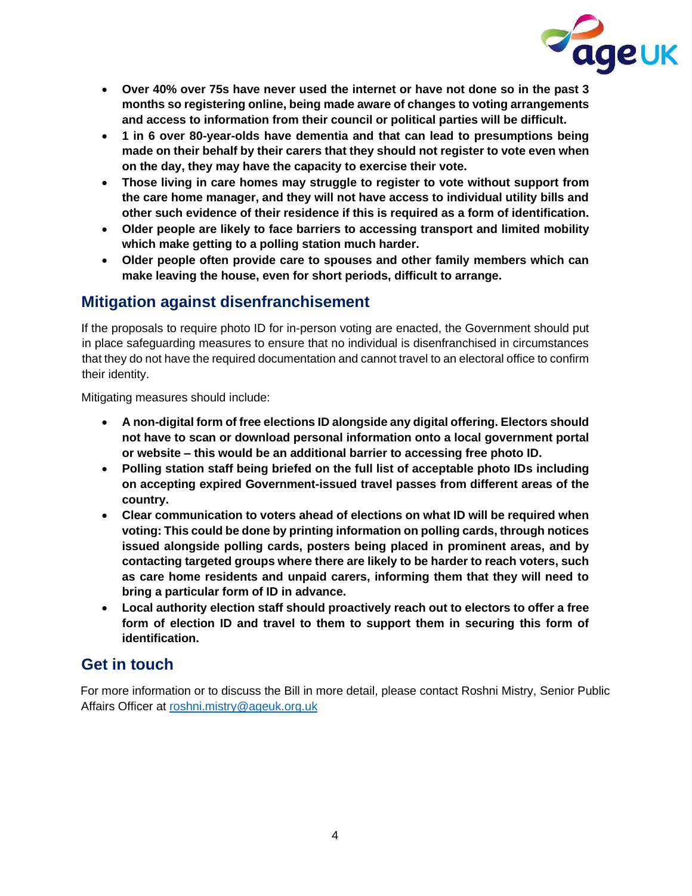- **Over 40% over 75s have never used the internet or have not done so in the past 3 months so registering online, being made aware of changes to voting arrangements and access to information from their council or political parties will be difficult.**
- **1 in 6 over 80-year-olds have dementia and that can lead to presumptions being made on their behalf by their carers that they should not register to vote even when on the day, they may have the capacity to exercise their vote.**
- **Those living in care homes may struggle to register to vote without support from the care home manager, and they will not have access to individual utility bills and other such evidence of their residence if this is required as a form of identification.**
- **Older people are likely to face barriers to accessing transport and limited mobility which make getting to a polling station much harder.**
- **Older people often provide care to spouses and other family members which can make leaving the house, even for short periods, difficult to arrange.**

## Mitigation against disenfranchisement

If the proposals to require photo ID for in-person voting are enacted, the Government should put in place safeguarding measures to ensure that no individual is disenfranchised in circumstances that they do not have the required documentation and cannot travel to an electoral office to confirm their identity.

Mitigating measures should include:

- **A non-digital form of free elections ID alongside any digital offering. Electors should not have to scan or download personal information onto a local government portal or website – this would be an additional barrier to accessing free photo ID.**
- **Polling station staff being briefed on the full list of acceptable photo IDs including on accepting expired Government-issued travel passes from different areas of the country.**
- **Clear communication to voters ahead of elections on what ID will be required when voting: This could be done by printing information on polling cards, through notices issued alongside polling cards, posters being placed in prominent areas, and by contacting targeted groups where there are likely to be harder to reach voters, such as care home residents and unpaid carers, informing them that they will need to bring a particular form of ID in advance.**
- **Local authority election staff should proactively reach out to electors to offer a free form of election ID and travel to them to support them in securing this form of identification.**

## Get in touch

For more information or to discuss the Bill in more detail, please contact Roshni Mistry, Senior Public Affairs Officer at roshni.mistry@ageuk.org.uk